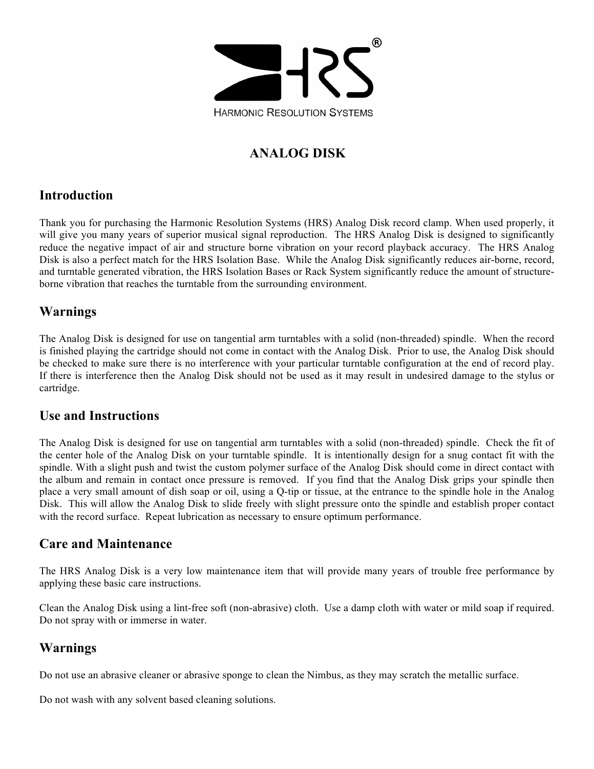HRS®

HARMONIC RESOLUTION SYSTEMS

# ANALOG DISK

## Introduction

Thank you for purchasing the Harmonic Resolution Systems (HRS) Analog Disk record clamp. When used properly, it will give you many years of superior musical signal reproduction. The HRS Analog Disk is designed to significantly reduce the negative impact of air and structure borne vibration on your record playback accuracy. The HRS Analog Disk is also a perfect match for the HRS Isolation Base. While the Analog Disk significantly reduces air-borne, record, and turntable generated vibration, the HRS Isolation Bases or Rack System significantly reduce the amount of structure-borne vibration that reaches the turntable from the surrounding environment.

## Warnings

The Analog Disk is designed for use on tangential arm turntables with a solid (non-threaded) spindle. When the record is finished playing the cartridge should not come in contact with the Analog Disk. Prior to use, the Analog Disk should be checked to make sure there is no interference with your particular turntable configuration at the end of record play. If there is interference then the Analog Disk should not be used as it may result in undesired damage to the stylus or cartridge.

## Use and Instructions

The Analog Disk is designed for use on tangential arm turntables with a solid (non-threaded) spindle. Check the fit of the center hole of the Analog Disk on your turntable spindle. It is intentionally design for a snug contact fit with the spindle. With a slight push and twist the custom polymer surface of the Analog Disk should come in direct contact with the album and remain in contact once pressure is removed. If you find that the Analog Disk grips your spindle then place a very small amount of dish soap or oil, using a Q-tip or tissue, at the entrance to the spindle hole in the Analog Disk. This will allow the Analog Disk to slide freely with slight pressure onto the spindle and establish proper contact with the record surface. Repeat lubrication as necessary to ensure optimum performance.

## Care and Maintenance

The HRS Analog Disk is a very low maintenance item that will provide many years of trouble free performance by applying these basic care instructions.

Clean the Analog Disk using a lint-free soft (non-abrasive) cloth. Use a damp cloth with water or mild soap if required. Do not spray with or immerse in water.

## Warnings

Do not use an abrasive cleaner or abrasive sponge to clean the Nimbus, as they may scratch the metallic surface.

Do not wash with any solvent based cleaning solutions.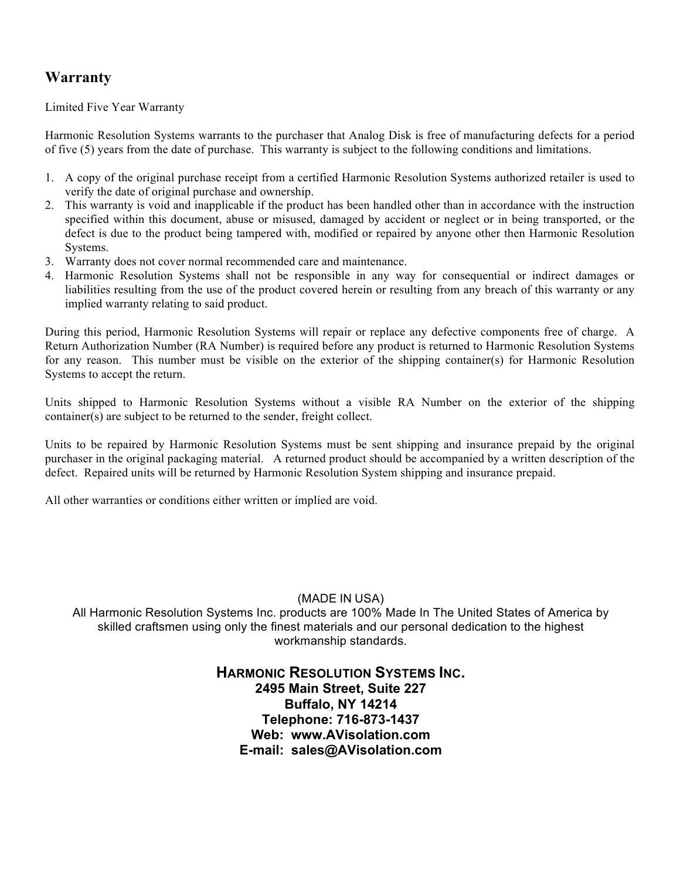## Warranty

Limited Five Year Warranty

Harmonic Resolution Systems warrants to the purchaser that Analog Disk is free of manufacturing defects for a period of five (5) years from the date of purchase. This warranty is subject to the following conditions and limitations.

1. A copy of the original purchase receipt from a certified Harmonic Resolution Systems authorized retailer is used to verify the date of original purchase and ownership.
2. This warranty is void and inapplicable if the product has been handled other than in accordance with the instruction specified within this document, abuse or misused, damaged by accident or neglect or in being transported, or the defect is due to the product being tampered with, modified or repaired by anyone other then Harmonic Resolution Systems.
3. Warranty does not cover normal recommended care and maintenance.
4. Harmonic Resolution Systems shall not be responsible in any way for consequential or indirect damages or liabilities resulting from the use of the product covered herein or resulting from any breach of this warranty or any implied warranty relating to said product.

During this period, Harmonic Resolution Systems will repair or replace any defective components free of charge. A Return Authorization Number (RA Number) is required before any product is returned to Harmonic Resolution Systems for any reason. This number must be visible on the exterior of the shipping container(s) for Harmonic Resolution Systems to accept the return.

Units shipped to Harmonic Resolution Systems without a visible RA Number on the exterior of the shipping container(s) are subject to be returned to the sender, freight collect.

Units to be repaired by Harmonic Resolution Systems must be sent shipping and insurance prepaid by the original purchaser in the original packaging material. A returned product should be accompanied by a written description of the defect. Repaired units will be returned by Harmonic Resolution System shipping and insurance prepaid.

All other warranties or conditions either written or implied are void.

(MADE IN USA)
All Harmonic Resolution Systems Inc. products are 100% Made In The United States of America by skilled craftsmen using only the finest materials and our personal dedication to the highest workmanship standards.

**HARMONIC RESOLUTION SYSTEMS INC.**
**2495 Main Street, Suite 227**
**Buffalo, NY 14214**
**Telephone: 716-873-1437**
**Web: www.AVisolation.com**
**E-mail: sales@AVisolation.com**